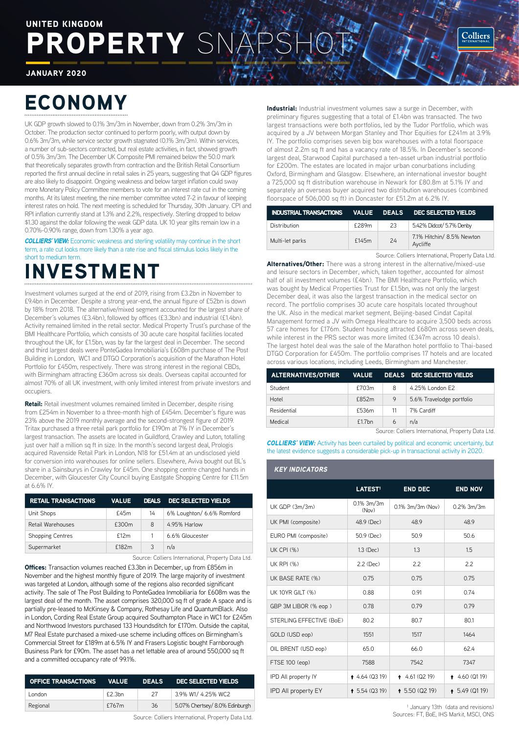# UNITED KINGDOM PROPERTY SNAPSHOT

JANUARY 2020

## ECONOMY

UK GDP growth slowed to 0.1% 3m/3m in November, down from 0.2% 3m/3m in October. The production sector continued to perform poorly, with output down by 0.6% 3m/3m, while service sector growth stagnated (0.1% 3m/3m). Within services, a number of sub-sectors contracted, but real estate activities, in fact, showed growth of 0.5% 3m/3m. The December UK Composite PMI remained below the 50.0 mark that theoretically separates growth from contraction and the British Retail Consortium reported the first annual decline in retail sales in 25 years, suggesting that Q4 GDP figures are also likely to disappoint. Ongoing weakness and below target inflation could sway more Monetary Policy Committee members to vote for an interest rate cut in the coming months. At its latest meeting, the nine member committee voted 7-2 in favour of keeping interest rates on hold. The next meeting is scheduled for Thursday, 30th January. CPI and RPI inflation currently stand at 1.3% and 2.2%, respectively. Sterling dropped to below $1.30 against the dollar following the weak GDP data. UK 10 year gilts remain low in a 0.70%-0.90% range, down from 1.30% a year ago.

***COLLIERS' VIEW:*** Economic weakness and sterling volatility may continue in the short term, a rate cut looks more likely than a rate rise and fiscal stimulus looks likely in the short to medium term.

## INVESTMENT

Investment volumes surged at the end of 2019, rising from £3.2bn in November to £9.4bn in December. Despite a strong year-end, the annual figure of £52bn is down by 18% from 2018. The alternative/mixed segment accounted for the largest share of December's volumes (£3.4bn), followed by offices (£3.3bn) and industrial (£1.4bn). Activity remained limited in the retail sector. Medical Property Trust's purchase of the BMI Healthcare Portfolio, which consists of 30 acute care hospital facilities located throughout the UK, for £1.5bn, was by far the largest deal in December. The second and third largest deals were PonteGadea Inmobiliaria's £608m purchase of The Post Building in London, WC1 and DTGO Corporation's acquisition of the Marathon Hotel Portfolio for £450m, respectively. There was strong interest in the regional CBDs, with Birmingham attracting £360m across six deals. Overseas capital accounted for almost 70% of all UK investment, with only limited interest from private investors and occupiers.

**Retail:** Retail investment volumes remained limited in December, despite rising from £254m in November to a three-month high of £454m. December's figure was 23% above the 2019 monthly average and the second-strongest figure of 2019. Tritax purchased a three retail park portfolio for £190m at 7% IY in December's largest transaction. The assets are located in Guildford, Crawley and Luton, totalling just over half a million sq ft in size. In the month's second largest deal, Prologis acquired Ravenside Retail Park in London, N18 for £51.4m at an undisclosed yield for conversion into warehouses for online sellers. Elsewhere, Aviva bought out BL's share in a Sainsburys in Crawley for £45m. One shopping centre changed hands in December, with Gloucester City Council buying Eastgate Shopping Centre for £11.5m at 6.6% IY.

| RETAIL TRANSACTIONS | VALUE | DEALS | DEC SELECTED YIELDS |
|---|---|---|---|
| Unit Shops | £45m | 14 | 6% Loughton/ 6.6% Romford |
| Retail Warehouses | £300m | 8 | 4.95% Harlow |
| Shopping Centres | £12m | 1 | 6.6% Gloucester |
| Supermarket | £182m | 3 | n/a |

Source: Colliers International, Property Data Ltd.

**Offices:** Transaction volumes reached £3.3bn in December, up from £856m in November and the highest monthly figure of 2019. The large majority of investment was targeted at London, although some of the regions also recorded significant activity. The sale of The Post Building to PonteGadea Inmobiliaria for £608m was the largest deal of the month. The asset comprises 320,000 sq ft of grade A space and is partially pre-leased to McKinsey & Company, Rothesay Life and QuantumBlack. Also in London, Cording Real Estate Group acquired Southampton Place in WC1 for £245m and Northwood Investors purchased 133 Houndsditch for £170m. Outside the capital, M7 Real Estate purchased a mixed-use scheme including offices on Birmingham's Commercial Street for £189m at 6.5% IY and Frasers Logistic bought Farnborough Business Park for £90m. The asset has a net lettable area of around 550,000 sq ft and a committed occupancy rate of 99.1%.

| OFFICE TRANSACTIONS | VALUE | DEALS | DEC SELECTED YIELDS |
|---|---|---|---|
| London | £2.3bn | 27 | 3.9% W1/ 4.25% WC2 |
| Regional | £767m | 36 | 5.07% Chertsey/ 8.0% Edinburgh |

Source: Colliers International, Property Data Ltd.

**Industrial:** Industrial investment volumes saw a surge in December, with preliminary figures suggesting that a total of £1.4bn was transacted. The two largest transactions were both portfolios, led by the Tudor Portfolio, which was acquired by a JV between Morgan Stanley and Thor Equities for £241m at 3.9% IY. The portfolio comprises seven big box warehouses with a total floorspace of almost 2.2m sq ft and has a vacancy rate of 18.5%. In December's second-largest deal, Starwood Capital purchased a ten-asset urban industrial portfolio for £200m. The estates are located in major urban conurbations including Oxford, Birmingham and Glasgow. Elsewhere, an international investor bought a 725,000 sq ft distribution warehouse in Newark for £80.8m at 5.1% IY and separately an overseas buyer acquired two distribution warehouses (combined floorspace of 506,000 sq ft) in Doncaster for £51.2m at 6.2% IY.

| INDUSTRIAL TRANSACTIONS | VALUE | DEALS | DEC SELECTED YIELDS |
|---|---|---|---|
| Distribution | £289m | 23 | 5.42% Didcot/ 5.7% Denby |
| Multi-let parks | £145m | 24 | 7.1% Hitchin/ 8.5% Newton Aycliffe |

Source: Colliers International, Property Data Ltd.

**Alternatives/Other:** There was a strong interest in the alternative/mixed-use and leisure sectors in December, which, taken together, accounted for almost half of all investment volumes (£4bn). The BMI Healthcare Portfolio, which was bought by Medical Properties Trust for £1.5bn, was not only the largest December deal, it was also the largest transaction in the medical sector on record. The portfolio comprises 30 acute care hospitals located throughout the UK. Also in the medical market segment, Beijing-based Cindat Capital Management formed a JV with Omega Healthcare to acquire 3,500 beds across 57 care homes for £176m. Student housing attracted £680m across seven deals, while interest in the PRS sector was more limited (£347m across 10 deals). The largest hotel deal was the sale of the Marathon hotel portfolio to Thai-based DTGO Corporation for £450m. The portfolio comprises 17 hotels and are located across various locations, including Leeds, Birmingham and Manchester.

| ALTERNATIVES/OTHER | VALUE | DEALS | DEC SELECTED YIELDS |
|---|---|---|---|
| Student | £703m | 8 | 4.25% London E2 |
| Hotel | £852m | 9 | 5.6% Travelodge portfolio |
| Residential | £536m | 11 | 7% Cardiff |
| Medical | £1.7bn | 6 | n/a |

Source: Colliers International, Property Data Ltd.

***COLLIERS' VIEW:*** Activity has been curtailed by political and economic uncertainty, but the latest evidence suggests a considerable pick-up in transactional activity in 2020.

### KEY INDICATORS

| | LATEST[1] | END DEC | END NOV |
|---|---|---|---|
| UK GDP (3m/3m) | 0.1% 3m/3m (Nov) | 0.1% 3m/3m (Nov) | 0.2% 3m/3m |
| UK PMI (composite) | 48.9 (Dec) | 48.9 | 48.9 |
| EURO PMI (composite) | 50.9 (Dec) | 50.9 | 50.6 |
| UK CPI (%) | 1.3 (Dec) | 1.3 | 1.5 |
| UK RPI (%) | 2.2 (Dec) | 2.2 | 2.2 |
| UK BASE RATE (%) | 0.75 | 0.75 | 0.75 |
| UK 10YR GILT (%) | 0.88 | 0.91 | 0.74 |
| GBP 3M LIBOR (% eop ) | 0.78 | 0.79 | 0.79 |
| STERLING EFFECTIVE (BoE) | 80.2 | 80.7 | 80.1 |
| GOLD (USD eop) | 1551 | 1517 | 1464 |
| OIL BRENT (USD eop) | 65.0 | 66.0 | 62.4 |
| FTSE 100 (eop) | 7588 | 7542 | 7347 |
| IPD All property IY | ↑ 4.64 (Q3 19) | ↑ 4.61 (Q2 19) | ↑ 4.60 (Q1 19) |
| IPD All property EY | ↑ 5.54 (Q3 19) | ↑ 5.50 (Q2 19) | ↑ 5.49 (Q1 19) |

[1] January 13th (data and revisions)
Sources: FT, BoE, IHS Markit, MSCI, ONS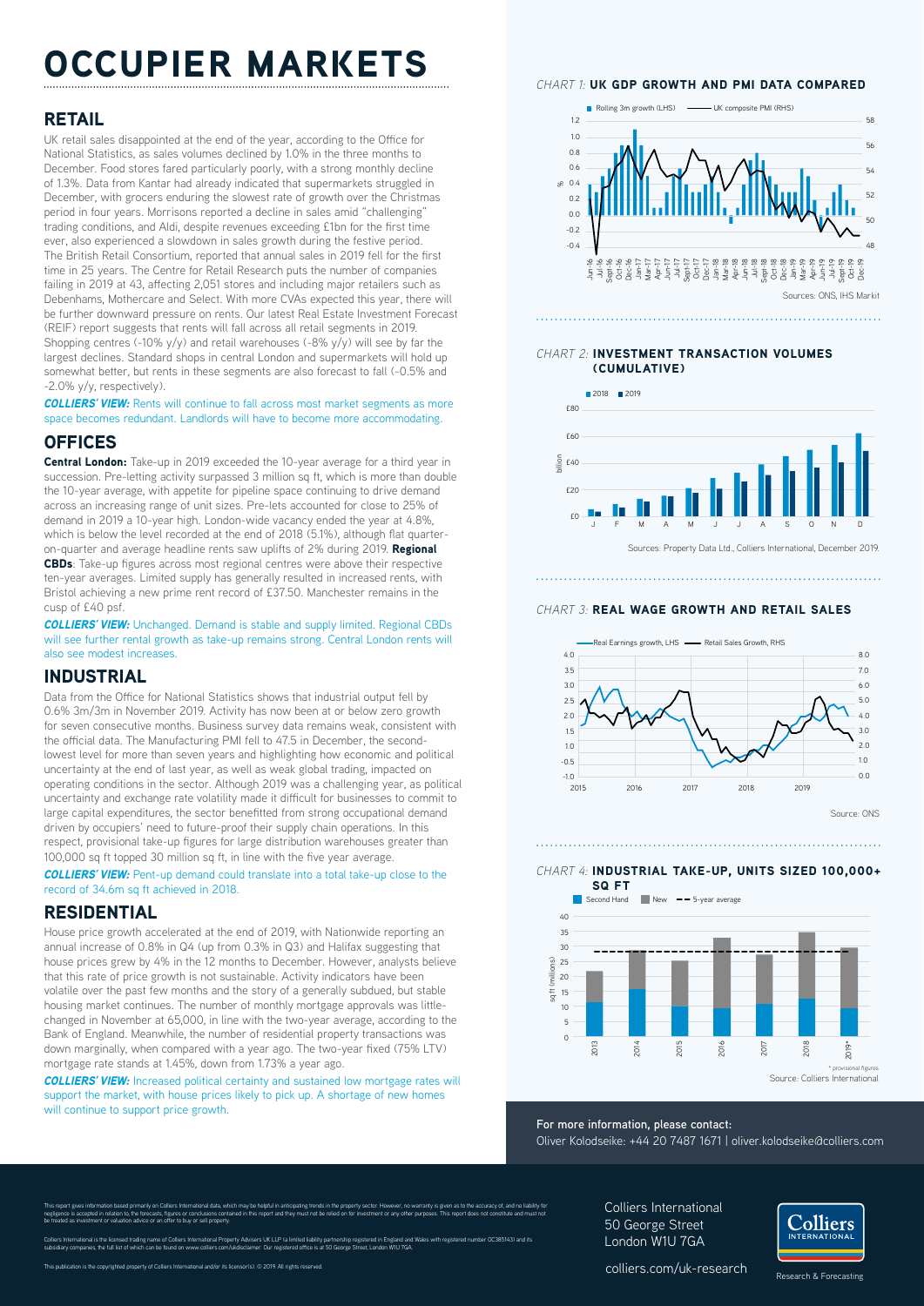# OCCUPIER MARKETS

## RETAIL

UK retail sales disappointed at the end of the year, according to the Office for National Statistics, as sales volumes declined by 1.0% in the three months to December. Food stores fared particularly poorly, with a strong monthly decline of 1.3%. Data from Kantar had already indicated that supermarkets struggled in December, with grocers enduring the slowest rate of growth over the Christmas period in four years. Morrisons reported a decline in sales amid "challenging" trading conditions, and Aldi, despite revenues exceeding £1bn for the first time ever, also experienced a slowdown in sales growth during the festive period. The British Retail Consortium, reported that annual sales in 2019 fell for the first time in 25 years. The Centre for Retail Research puts the number of companies failing in 2019 at 43, affecting 2,051 stores and including major retailers such as Debenhams, Mothercare and Select. With more CVAs expected this year, there will be further downward pressure on rents. Our latest Real Estate Investment Forecast (REIF) report suggests that rents will fall across all retail segments in 2019. Shopping centres (-10% y/y) and retail warehouses (-8% y/y) will see by far the largest declines. Standard shops in central London and supermarkets will hold up somewhat better, but rents in these segments are also forecast to fall (-0.5% and -2.0% y/y, respectively).

***COLLIERS' VIEW:*** Rents will continue to fall across most market segments as more space becomes redundant. Landlords will have to become more accommodating.

## OFFICES

**Central London:** Take-up in 2019 exceeded the 10-year average for a third year in succession. Pre-letting activity surpassed 3 million sq ft, which is more than double the 10-year average, with appetite for pipeline space continuing to drive demand across an increasing range of unit sizes. Pre-lets accounted for close to 25% of demand in 2019 a 10-year high. London-wide vacancy ended the year at 4.8%, which is below the level recorded at the end of 2018 (5.1%), although flat quarter-on-quarter and average headline rents saw uplifts of 2% during 2019. **Regional CBDs**: Take-up figures across most regional centres were above their respective ten-year averages. Limited supply has generally resulted in increased rents, with Bristol achieving a new prime rent record of £37.50. Manchester remains in the cusp of £40 psf.

***COLLIERS' VIEW:*** Unchanged. Demand is stable and supply limited. Regional CBDs will see further rental growth as take-up remains strong. Central London rents will also see modest increases.

## INDUSTRIAL

Data from the Office for National Statistics shows that industrial output fell by 0.6% 3m/3m in November 2019. Activity has now been at or below zero growth for seven consecutive months. Business survey data remains weak, consistent with the official data. The Manufacturing PMI fell to 47.5 in December, the second-lowest level for more than seven years and highlighting how economic and political uncertainty at the end of last year, as well as weak global trading, impacted on operating conditions in the sector. Although 2019 was a challenging year, as political uncertainty and exchange rate volatility made it difficult for businesses to commit to large capital expenditures, the sector benefitted from strong occupational demand driven by occupiers' need to future-proof their supply chain operations. In this respect, provisional take-up figures for large distribution warehouses greater than 100,000 sq ft topped 30 million sq ft, in line with the five year average.

***COLLIERS' VIEW:*** Pent-up demand could translate into a total take-up close to the record of 34.6m sq ft achieved in 2018.

## RESIDENTIAL

House price growth accelerated at the end of 2019, with Nationwide reporting an annual increase of 0.8% in Q4 (up from 0.3% in Q3) and Halifax suggesting that house prices grew by 4% in the 12 months to December. However, analysts believe that this rate of price growth is not sustainable. Activity indicators have been volatile over the past few months and the story of a generally subdued, but stable housing market continues. The number of monthly mortgage approvals was little-changed in November at 65,000, in line with the two-year average, according to the Bank of England. Meanwhile, the number of residential property transactions was down marginally, when compared with a year ago. The two-year fixed (75% LTV) mortgage rate stands at 1.45%, down from 1.73% a year ago.

***COLLIERS' VIEW:*** Increased political certainty and sustained low mortgage rates will support the market, with house prices likely to pick up. A shortage of new homes will continue to support price growth.

*CHART 1:* **UK GDP GROWTH AND PMI DATA COMPARED**

Rolling 3m growth (LHS) — UK composite PMI (RHS)

% 1.2, 1.0, 0.8, 0.6, 0.4, 0.2, 0.0, -0.2, -0.4

58, 56, 54, 52, 50, 48

Jun-16, Jul-16, Sept-16, Oct-16, Dec-16, Jan-17, Mar-17, Apr-17, Jun-17, Jul-17, Sept-17, Oct-17, Dec-17, Jan-18, Mar-18, Apr-18, Jun-18, Jul-18, Sept-18, Oct-18, Dec-18, Jan-19, Mar-19, Apr-19, Jun-19, Jul-19, Sept-19, Oct-19, Dec-19

Sources: ONS, IHS Markit

*CHART 2:* **INVESTMENT TRANSACTION VOLUMES (CUMULATIVE)**

2018 2019

billion £80, £60, £40, £20, £0

J F M A M J J A S O N D

Sources: Property Data Ltd., Colliers International, December 2019.

*CHART 3:* **REAL WAGE GROWTH AND RETAIL SALES**

Real Earnings growth, LHS — Retail Sales Growth, RHS

4.0, 3.5, 3.0, 2.5, 2.0, 1.5, 1.0, -0.5, -1.0

8.0, 7.0, 6.0, 5.0, 4.0, 3.0, 2.0, 1.0, 0.0

2015, 2016, 2017, 2018, 2019

Source: ONS

*CHART 4:* **INDUSTRIAL TAKE-UP, UNITS SIZED 100,000+ SQ FT**

Second Hand New 5-year average

sq ft (millions) 40, 35, 30, 25, 20, 15, 10, 5, 0

2013, 2014, 2015, 2016, 2017, 2018, 2019*

\* provisional figures

Source: Colliers International

**For more information, please contact:**
Oliver Kolodseike: +44 20 7487 1671 | oliver.kolodseike@colliers.com

This report gives information based primarily on Colliers International data, which may be helpful in anticipating trends in the property sector. However, no warranty is given as to the accuracy of, and no liability for negligence is accepted in relation to, the forecasts, figures or conclusions contained in this report and they must not be relied on for investment or any other purposes. This report does not constitute and must not be treated as investment or valuation advice or an offer to buy or sell property.

Colliers International is the licensed trading name of Colliers International Property Advisers UK LLP (a limited liability partnership registered in England and Wales with registered number OC385143) and its subsidiary companies, the full list of which can be found on www.colliers.com/ukdisclaimer. Our registered office is at 50 George Street, London W1U 7GA.

This publication is the copyrighted property of Colliers International and/or its licensor(s). © 2019. All rights reserved.

Colliers International
50 George Street
London W1U 7GA

colliers.com/uk-research

Colliers INTERNATIONAL

Research & Forecasting